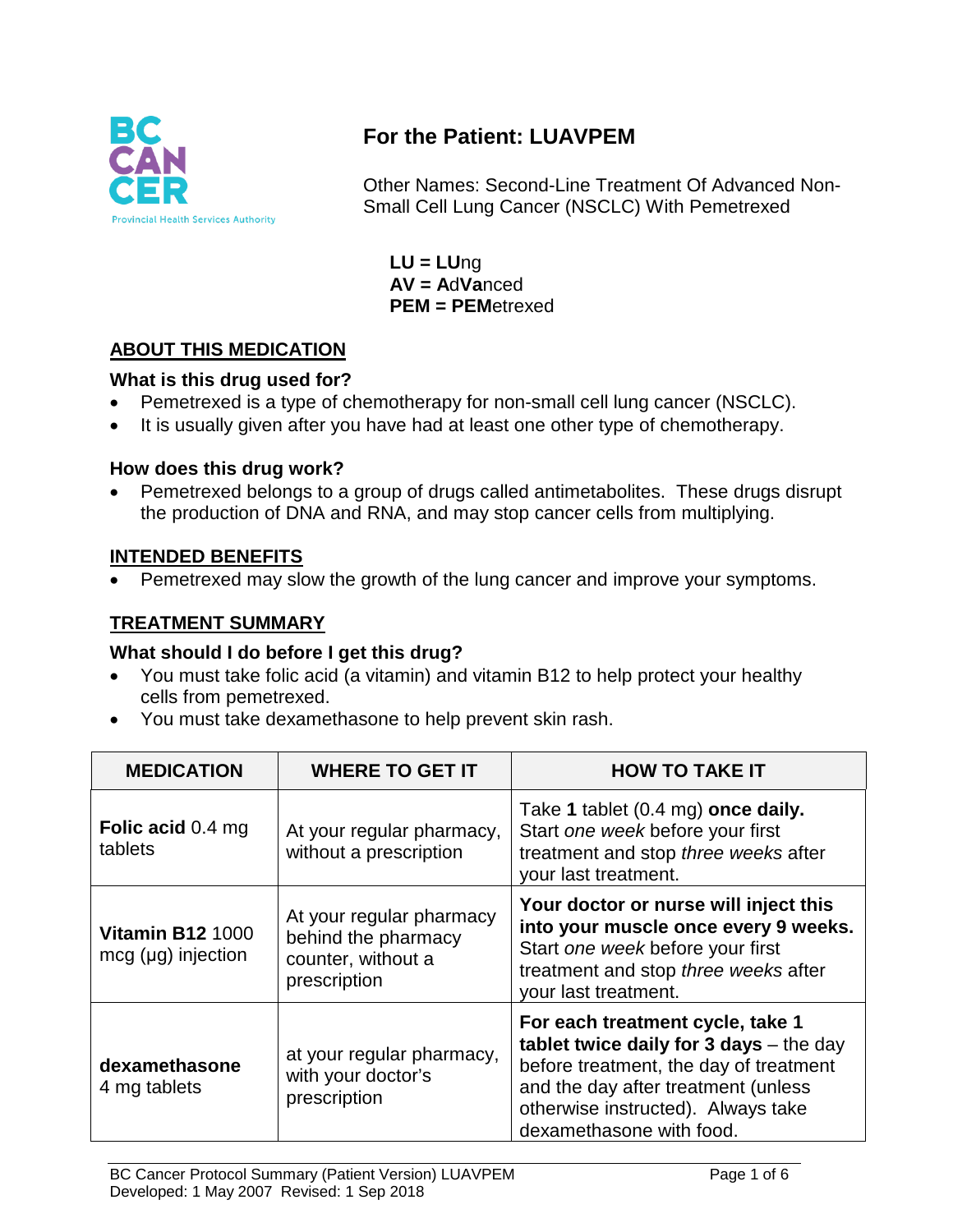# For the Patient: LUAVPEM

Other Names: Second-Line Treatment Of Advanced Non-Small Cell Lung Cancer (NSCLC) With Pemetrexed

**LU = LU**ng
**AV = A**d**V**anced
**PEM = PEM**etrexed

## ABOUT THIS MEDICATION

### What is this drug used for?

- Pemetrexed is a type of chemotherapy for non-small cell lung cancer (NSCLC).
- It is usually given after you have had at least one other type of chemotherapy.

### How does this drug work?

- Pemetrexed belongs to a group of drugs called antimetabolites. These drugs disrupt the production of DNA and RNA, and may stop cancer cells from multiplying.

## INTENDED BENEFITS

- Pemetrexed may slow the growth of the lung cancer and improve your symptoms.

## TREATMENT SUMMARY

### What should I do before I get this drug?

- You must take folic acid (a vitamin) and vitamin B12 to help protect your healthy cells from pemetrexed.
- You must take dexamethasone to help prevent skin rash.

| MEDICATION | WHERE TO GET IT | HOW TO TAKE IT |
|---|---|---|
| **Folic acid** 0.4 mg tablets | At your regular pharmacy, without a prescription | Take **1** tablet (0.4 mg) **once daily.** Start *one week* before your first treatment and stop *three weeks* after your last treatment. |
| **Vitamin B12** 1000 mcg (µg) injection | At your regular pharmacy behind the pharmacy counter, without a prescription | **Your doctor or nurse will inject this into your muscle once every 9 weeks.** Start *one week* before your first treatment and stop *three weeks* after your last treatment. |
| **dexamethasone** 4 mg tablets | at your regular pharmacy, with your doctor's prescription | **For each treatment cycle, take 1 tablet twice daily for 3 days** – the day before treatment, the day of treatment and the day after treatment (unless otherwise instructed). Always take dexamethasone with food. |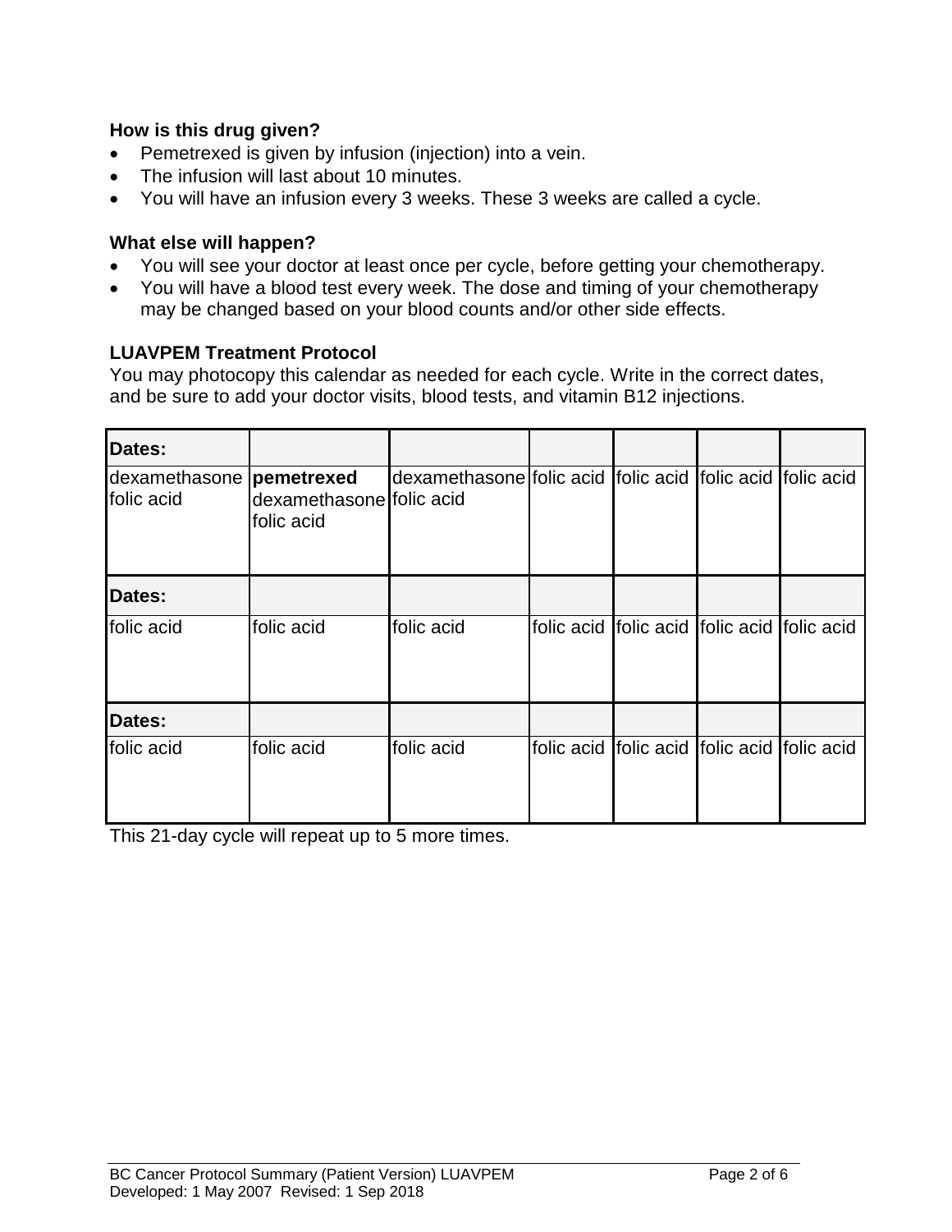**How is this drug given?**

- Pemetrexed is given by infusion (injection) into a vein.
- The infusion will last about 10 minutes.
- You will have an infusion every 3 weeks. These 3 weeks are called a cycle.

**What else will happen?**

- You will see your doctor at least once per cycle, before getting your chemotherapy.
- You will have a blood test every week. The dose and timing of your chemotherapy may be changed based on your blood counts and/or other side effects.

**LUAVPEM Treatment Protocol**

You may photocopy this calendar as needed for each cycle. Write in the correct dates, and be sure to add your doctor visits, blood tests, and vitamin B12 injections.

| **Dates:** | | | | | | |
|---|---|---|---|---|---|---|
| dexamethasone folic acid | **pemetrexed** dexamethasone folic acid | dexamethasone folic acid | folic acid | folic acid | folic acid | folic acid |
| **Dates:** | | | | | | |
| folic acid | folic acid | folic acid | folic acid | folic acid | folic acid | folic acid |
| **Dates:** | | | | | | |
| folic acid | folic acid | folic acid | folic acid | folic acid | folic acid | folic acid |

This 21-day cycle will repeat up to 5 more times.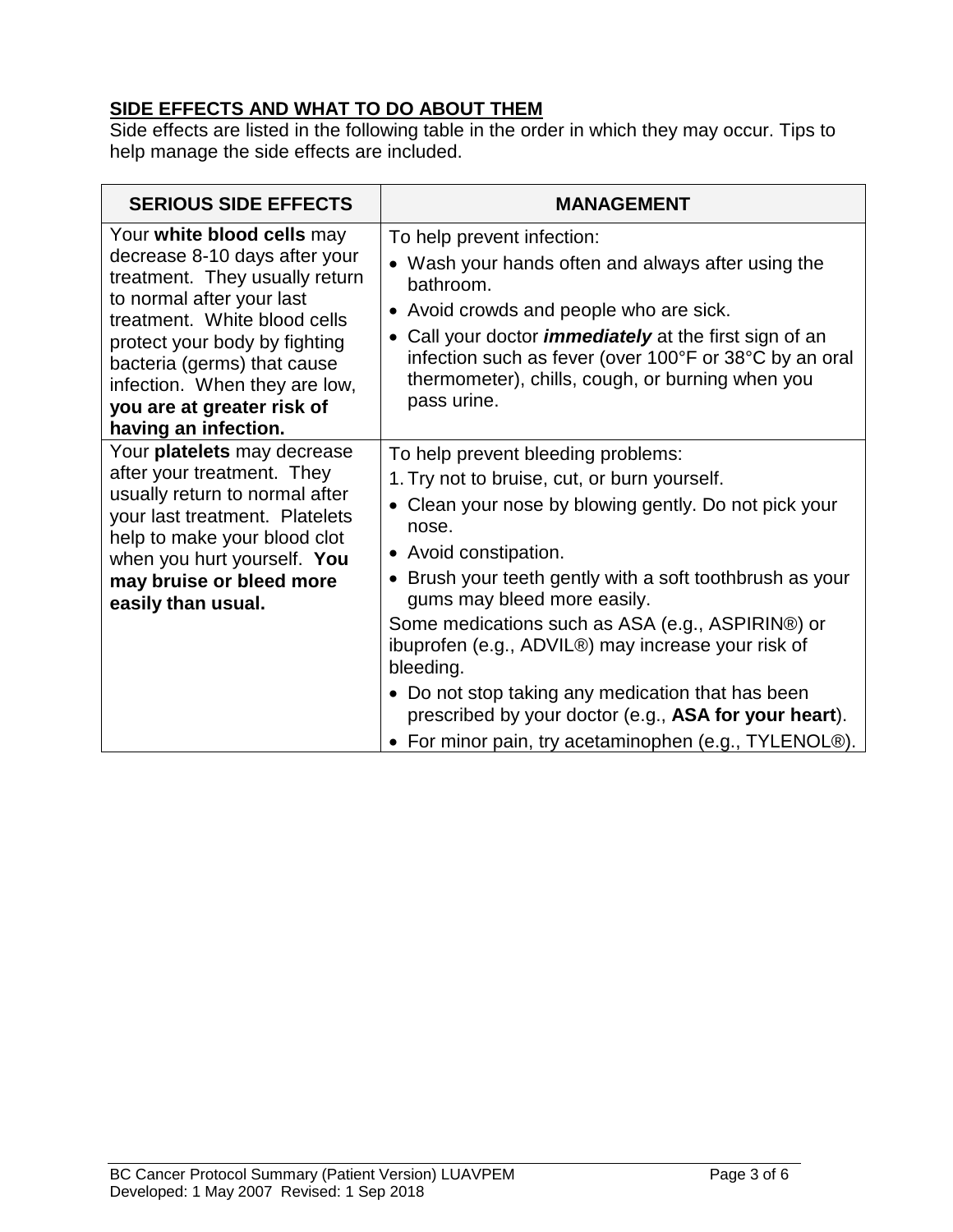## SIDE EFFECTS AND WHAT TO DO ABOUT THEM

Side effects are listed in the following table in the order in which they may occur. Tips to help manage the side effects are included.

| SERIOUS SIDE EFFECTS | MANAGEMENT |
|---|---|
| Your **white blood cells** may decrease 8-10 days after your treatment. They usually return to normal after your last treatment. White blood cells protect your body by fighting bacteria (germs) that cause infection. When they are low, **you are at greater risk of having an infection.** | To help prevent infection:<br>• Wash your hands often and always after using the bathroom.<br>• Avoid crowds and people who are sick.<br>• Call your doctor ***immediately*** at the first sign of an infection such as fever (over 100°F or 38°C by an oral thermometer), chills, cough, or burning when you pass urine. |
| Your **platelets** may decrease after your treatment. They usually return to normal after your last treatment. Platelets help to make your blood clot when you hurt yourself. **You may bruise or bleed more easily than usual.** | To help prevent bleeding problems:<br>1. Try not to bruise, cut, or burn yourself.<br>• Clean your nose by blowing gently. Do not pick your nose.<br>• Avoid constipation.<br>• Brush your teeth gently with a soft toothbrush as your gums may bleed more easily.<br>Some medications such as ASA (e.g., ASPIRIN®) or ibuprofen (e.g., ADVIL®) may increase your risk of bleeding.<br>• Do not stop taking any medication that has been prescribed by your doctor (e.g., **ASA for your heart**).<br>• For minor pain, try acetaminophen (e.g., TYLENOL®). |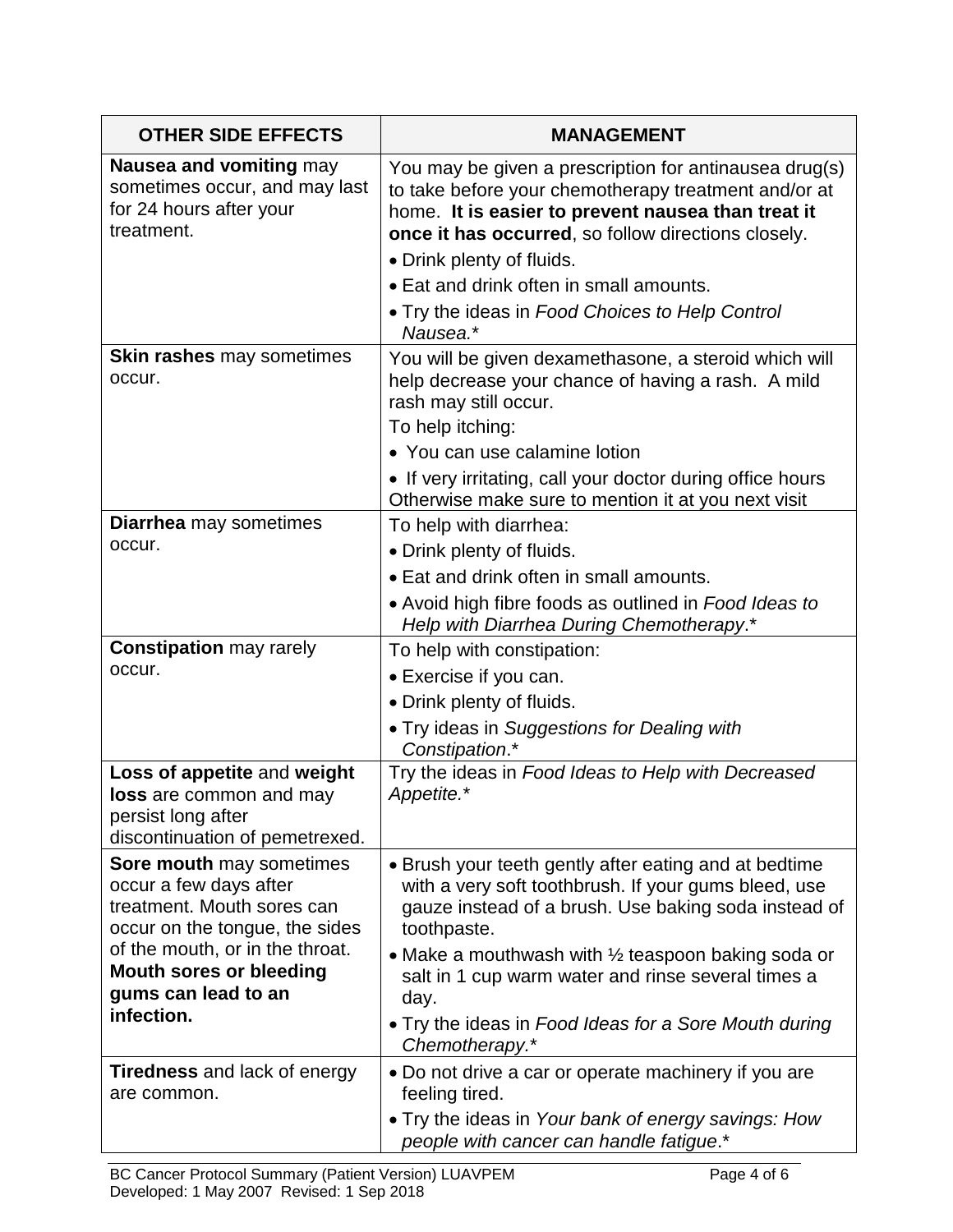| OTHER SIDE EFFECTS | MANAGEMENT |
|---|---|
| **Nausea and vomiting** may sometimes occur, and may last for 24 hours after your treatment. | You may be given a prescription for antinausea drug(s) to take before your chemotherapy treatment and/or at home. **It is easier to prevent nausea than treat it once it has occurred**, so follow directions closely.<br>• Drink plenty of fluids.<br>• Eat and drink often in small amounts.<br>• Try the ideas in *Food Choices to Help Control Nausea.** |
| **Skin rashes** may sometimes occur. | You will be given dexamethasone, a steroid which will help decrease your chance of having a rash. A mild rash may still occur.<br>To help itching:<br>• You can use calamine lotion<br>• If very irritating, call your doctor during office hours Otherwise make sure to mention it at you next visit |
| **Diarrhea** may sometimes occur. | To help with diarrhea:<br>• Drink plenty of fluids.<br>• Eat and drink often in small amounts.<br>• Avoid high fibre foods as outlined in *Food Ideas to Help with Diarrhea During Chemotherapy*.* |
| **Constipation** may rarely occur. | To help with constipation:<br>• Exercise if you can.<br>• Drink plenty of fluids.<br>• Try ideas in *Suggestions for Dealing with Constipation*.* |
| **Loss of appetite** and **weight loss** are common and may persist long after discontinuation of pemetrexed. | Try the ideas in *Food Ideas to Help with Decreased Appetite.** |
| **Sore mouth** may sometimes occur a few days after treatment. Mouth sores can occur on the tongue, the sides of the mouth, or in the throat. **Mouth sores or bleeding gums can lead to an infection.** | • Brush your teeth gently after eating and at bedtime with a very soft toothbrush. If your gums bleed, use gauze instead of a brush. Use baking soda instead of toothpaste.<br>• Make a mouthwash with ½ teaspoon baking soda or salt in 1 cup warm water and rinse several times a day.<br>• Try the ideas in *Food Ideas for a Sore Mouth during Chemotherapy.** |
| **Tiredness** and lack of energy are common. | • Do not drive a car or operate machinery if you are feeling tired.<br>• Try the ideas in *Your bank of energy savings: How people with cancer can handle fatigue*.* |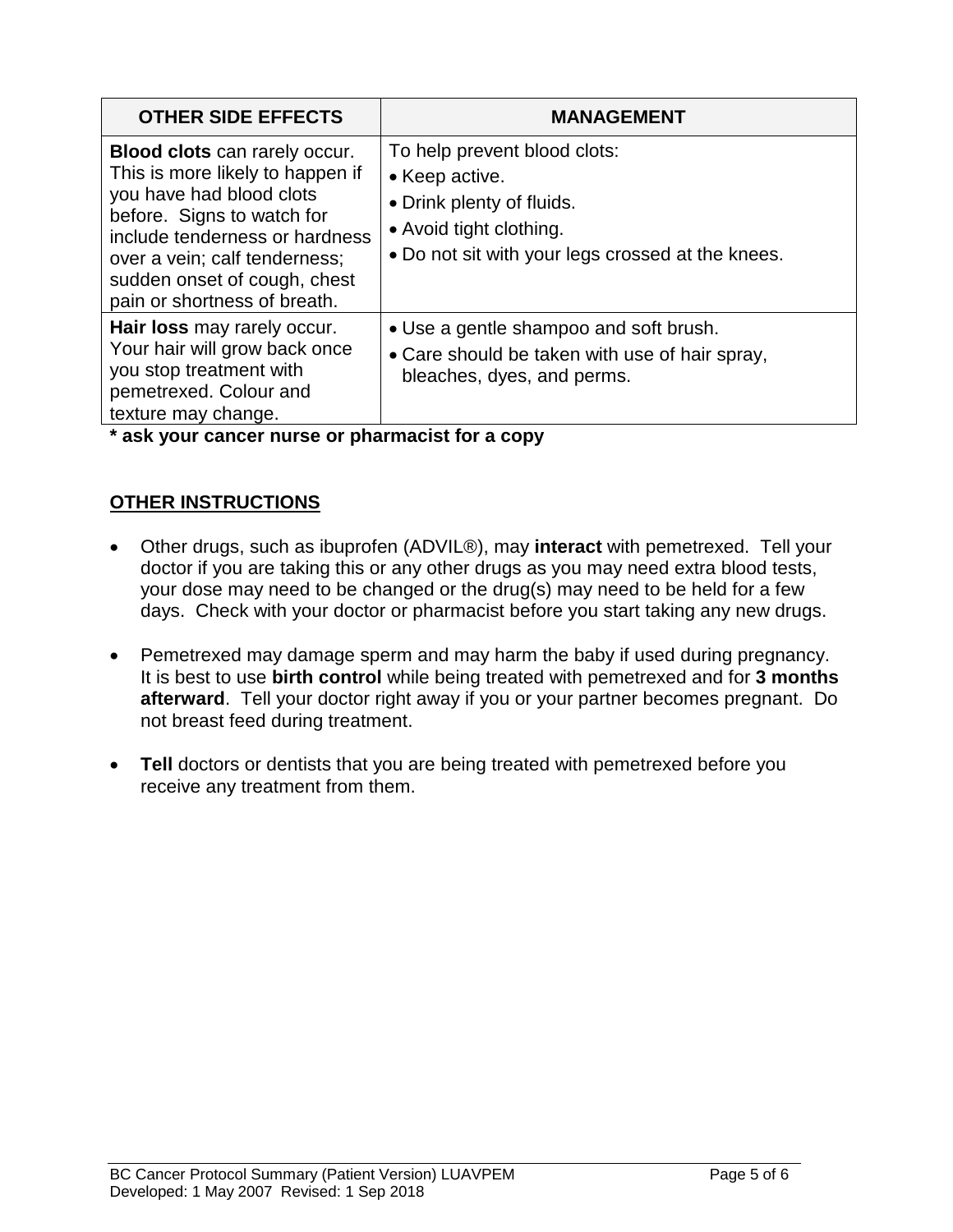| OTHER SIDE EFFECTS | MANAGEMENT |
|---|---|
| **Blood clots** can rarely occur. This is more likely to happen if you have had blood clots before. Signs to watch for include tenderness or hardness over a vein; calf tenderness; sudden onset of cough, chest pain or shortness of breath. | To help prevent blood clots:<br>• Keep active.<br>• Drink plenty of fluids.<br>• Avoid tight clothing.<br>• Do not sit with your legs crossed at the knees. |
| **Hair loss** may rarely occur. Your hair will grow back once you stop treatment with pemetrexed. Colour and texture may change. | • Use a gentle shampoo and soft brush.<br>• Care should be taken with use of hair spray, bleaches, dyes, and perms. |

**\* ask your cancer nurse or pharmacist for a copy**

## OTHER INSTRUCTIONS

- Other drugs, such as ibuprofen (ADVIL®), may **interact** with pemetrexed. Tell your doctor if you are taking this or any other drugs as you may need extra blood tests, your dose may need to be changed or the drug(s) may need to be held for a few days. Check with your doctor or pharmacist before you start taking any new drugs.

- Pemetrexed may damage sperm and may harm the baby if used during pregnancy. It is best to use **birth control** while being treated with pemetrexed and for **3 months afterward**. Tell your doctor right away if you or your partner becomes pregnant. Do not breast feed during treatment.

- **Tell** doctors or dentists that you are being treated with pemetrexed before you receive any treatment from them.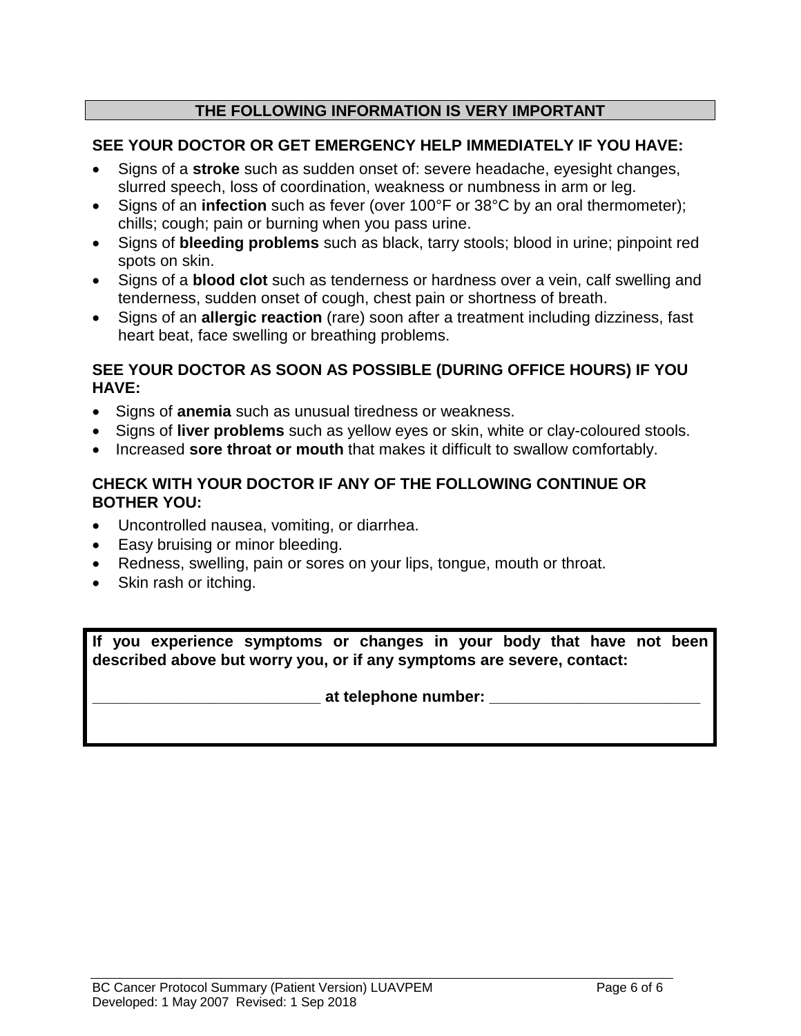**THE FOLLOWING INFORMATION IS VERY IMPORTANT**

**SEE YOUR DOCTOR OR GET EMERGENCY HELP IMMEDIATELY IF YOU HAVE:**

- Signs of a **stroke** such as sudden onset of: severe headache, eyesight changes, slurred speech, loss of coordination, weakness or numbness in arm or leg.
- Signs of an **infection** such as fever (over 100°F or 38°C by an oral thermometer); chills; cough; pain or burning when you pass urine.
- Signs of **bleeding problems** such as black, tarry stools; blood in urine; pinpoint red spots on skin.
- Signs of a **blood clot** such as tenderness or hardness over a vein, calf swelling and tenderness, sudden onset of cough, chest pain or shortness of breath.
- Signs of an **allergic reaction** (rare) soon after a treatment including dizziness, fast heart beat, face swelling or breathing problems.

**SEE YOUR DOCTOR AS SOON AS POSSIBLE (DURING OFFICE HOURS) IF YOU HAVE:**

- Signs of **anemia** such as unusual tiredness or weakness.
- Signs of **liver problems** such as yellow eyes or skin, white or clay-coloured stools.
- Increased **sore throat or mouth** that makes it difficult to swallow comfortably.

**CHECK WITH YOUR DOCTOR IF ANY OF THE FOLLOWING CONTINUE OR BOTHER YOU:**

- Uncontrolled nausea, vomiting, or diarrhea.
- Easy bruising or minor bleeding.
- Redness, swelling, pain or sores on your lips, tongue, mouth or throat.
- Skin rash or itching.

**If you experience symptoms or changes in your body that have not been described above but worry you, or if any symptoms are severe, contact:**

**___________________________ at telephone number: _________________________**